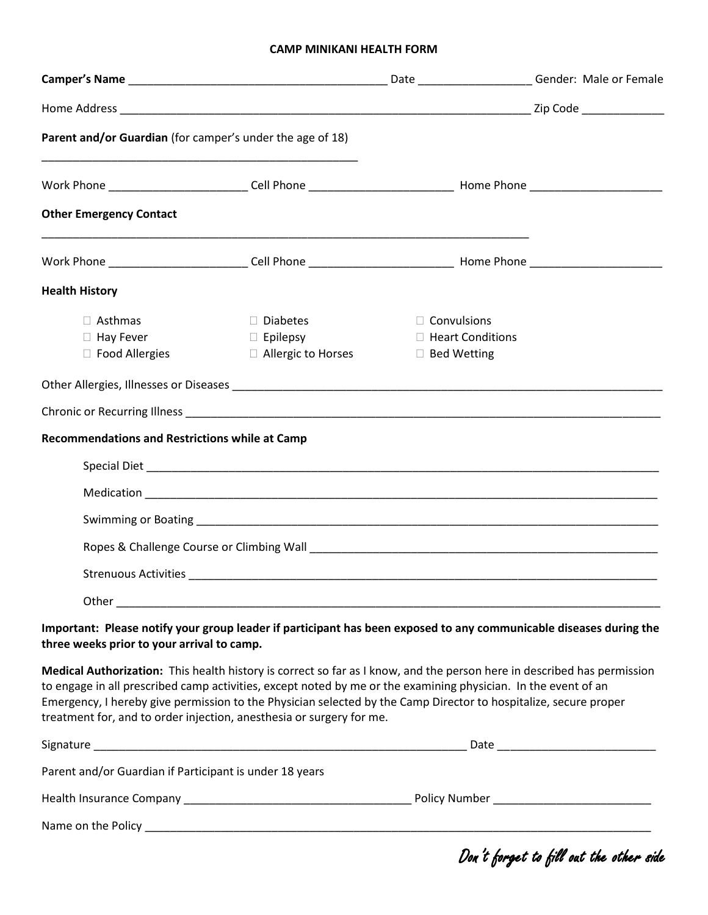# CAMP MINIKANI HEALTH FORM

**Camper's Name** _________________________________________ Date __________________ Gender: Male or Female

Home Address ______________________________________________________________________ Zip Code _____________

**Parent and/or Guardian** (for camper's under the age of 18)

_____________________________________________________

Work Phone ______________________ Cell Phone _______________________ Home Phone _____________________

**Other Emergency Contact**

_________________________________________________________________________________

Work Phone ______________________ Cell Phone _______________________ Home Phone _____________________

**Health History**

- ☐ Asthmas
- ☐ Hay Fever
- ☐ Food Allergies
- ☐ Diabetes
- ☐ Epilepsy
- ☐ Allergic to Horses
- ☐ Convulsions
- ☐ Heart Conditions
- ☐ Bed Wetting

Other Allergies, Illnesses or Diseases ________________________________________________________________________

Chronic or Recurring Illness _______________________________________________________________________________

**Recommendations and Restrictions while at Camp**

Special Diet ______________________________________________________________________________________

Medication _______________________________________________________________________________________

Swimming or Boating ______________________________________________________________________________

Ropes & Challenge Course or Climbing Wall ___________________________________________________________

Strenuous Activities _______________________________________________________________________________

Other ____________________________________________________________________________________________

**Important: Please notify your group leader if participant has been exposed to any communicable diseases during the three weeks prior to your arrival to camp.**

**Medical Authorization:** This health history is correct so far as I know, and the person here in described has permission to engage in all prescribed camp activities, except noted by me or the examining physician. In the event of an Emergency, I hereby give permission to the Physician selected by the Camp Director to hospitalize, secure proper treatment for, and to order injection, anesthesia or surgery for me.

Signature _______________________________________________________________ Date _________________________

Parent and/or Guardian if Participant is under 18 years

Health Insurance Company _____________________________________ Policy Number _________________________

Name on the Policy _________________________________________________________________________________

*Don't forget to fill out the other side*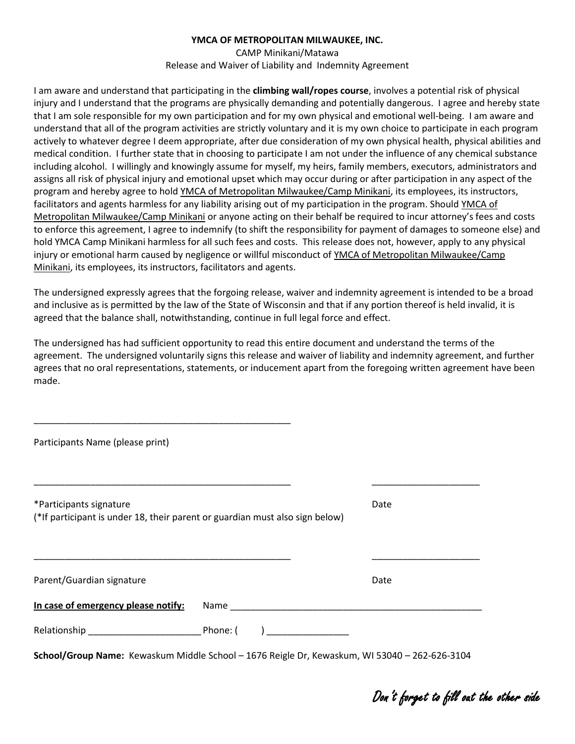**YMCA OF METROPOLITAN MILWAUKEE, INC.**

CAMP Minikani/Matawa

Release and Waiver of Liability and Indemnity Agreement

I am aware and understand that participating in the **climbing wall/ropes course**, involves a potential risk of physical injury and I understand that the programs are physically demanding and potentially dangerous. I agree and hereby state that I am sole responsible for my own participation and for my own physical and emotional well-being. I am aware and understand that all of the program activities are strictly voluntary and it is my own choice to participate in each program actively to whatever degree I deem appropriate, after due consideration of my own physical health, physical abilities and medical condition. I further state that in choosing to participate I am not under the influence of any chemical substance including alcohol. I willingly and knowingly assume for myself, my heirs, family members, executors, administrators and assigns all risk of physical injury and emotional upset which may occur during or after participation in any aspect of the program and hereby agree to hold YMCA of Metropolitan Milwaukee/Camp Minikani, its employees, its instructors, facilitators and agents harmless for any liability arising out of my participation in the program. Should YMCA of Metropolitan Milwaukee/Camp Minikani or anyone acting on their behalf be required to incur attorney's fees and costs to enforce this agreement, I agree to indemnify (to shift the responsibility for payment of damages to someone else) and hold YMCA Camp Minikani harmless for all such fees and costs. This release does not, however, apply to any physical injury or emotional harm caused by negligence or willful misconduct of YMCA of Metropolitan Milwaukee/Camp Minikani, its employees, its instructors, facilitators and agents.

The undersigned expressly agrees that the forgoing release, waiver and indemnity agreement is intended to be a broad and inclusive as is permitted by the law of the State of Wisconsin and that if any portion thereof is held invalid, it is agreed that the balance shall, notwithstanding, continue in full legal force and effect.

The undersigned has had sufficient opportunity to read this entire document and understand the terms of the agreement. The undersigned voluntarily signs this release and waiver of liability and indemnity agreement, and further agrees that no oral representations, statements, or inducement apart from the foregoing written agreement have been made.

\_\_\_\_\_\_\_\_\_\_\_\_\_\_\_\_\_\_\_\_\_\_\_\_\_\_\_\_\_\_\_\_\_\_\_\_\_\_\_\_\_\_\_\_\_\_\_\_

Participants Name (please print)

\_\_\_\_\_\_\_\_\_\_\_\_\_\_\_\_\_\_\_\_\_\_\_\_\_\_\_\_\_\_\_\_\_\_\_\_\_\_\_\_\_\_\_\_\_\_\_\_ \_\_\_\_\_\_\_\_\_\_\_\_\_\_\_\_\_\_\_\_

*Participants signature Date

(*If participant is under 18, their parent or guardian must also sign below)

\_\_\_\_\_\_\_\_\_\_\_\_\_\_\_\_\_\_\_\_\_\_\_\_\_\_\_\_\_\_\_\_\_\_\_\_\_\_\_\_\_\_\_\_\_\_\_\_ \_\_\_\_\_\_\_\_\_\_\_\_\_\_\_\_\_\_\_\_

Parent/Guardian signature Date

**In case of emergency please notify:** Name \_\_\_\_\_\_\_\_\_\_\_\_\_\_\_\_\_\_\_\_\_\_\_\_\_\_\_\_\_\_\_\_\_\_\_\_\_\_\_\_\_\_\_\_\_\_\_\_

Relationship \_\_\_\_\_\_\_\_\_\_\_\_\_\_\_\_\_\_\_\_\_ Phone: (      ) \_\_\_\_\_\_\_\_\_\_\_\_\_\_\_\_

**School/Group Name:** Kewaskum Middle School – 1676 Reigle Dr, Kewaskum, WI 53040 – 262-626-3104

*Don't forget to fill out the other side*